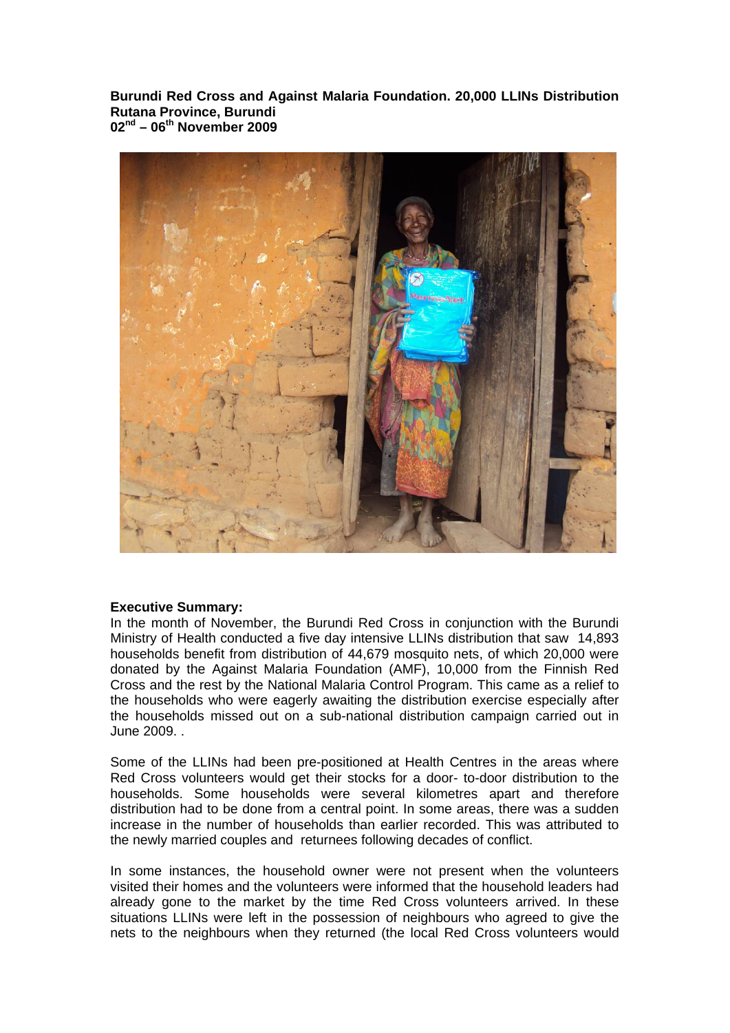**Burundi Red Cross and Against Malaria Foundation. 20,000 LLINs Distribution**
**Rutana Province, Burundi**
**02nd – 06th November 2009**

**Executive Summary:**

In the month of November, the Burundi Red Cross in conjunction with the Burundi Ministry of Health conducted a five day intensive LLINs distribution that saw 14,893 households benefit from distribution of 44,679 mosquito nets, of which 20,000 were donated by the Against Malaria Foundation (AMF), 10,000 from the Finnish Red Cross and the rest by the National Malaria Control Program. This came as a relief to the households who were eagerly awaiting the distribution exercise especially after the households missed out on a sub-national distribution campaign carried out in June 2009. .

Some of the LLINs had been pre-positioned at Health Centres in the areas where Red Cross volunteers would get their stocks for a door- to-door distribution to the households. Some households were several kilometres apart and therefore distribution had to be done from a central point. In some areas, there was a sudden increase in the number of households than earlier recorded. This was attributed to the newly married couples and returnees following decades of conflict.

In some instances, the household owner were not present when the volunteers visited their homes and the volunteers were informed that the household leaders had already gone to the market by the time Red Cross volunteers arrived. In these situations LLINs were left in the possession of neighbours who agreed to give the nets to the neighbours when they returned (the local Red Cross volunteers would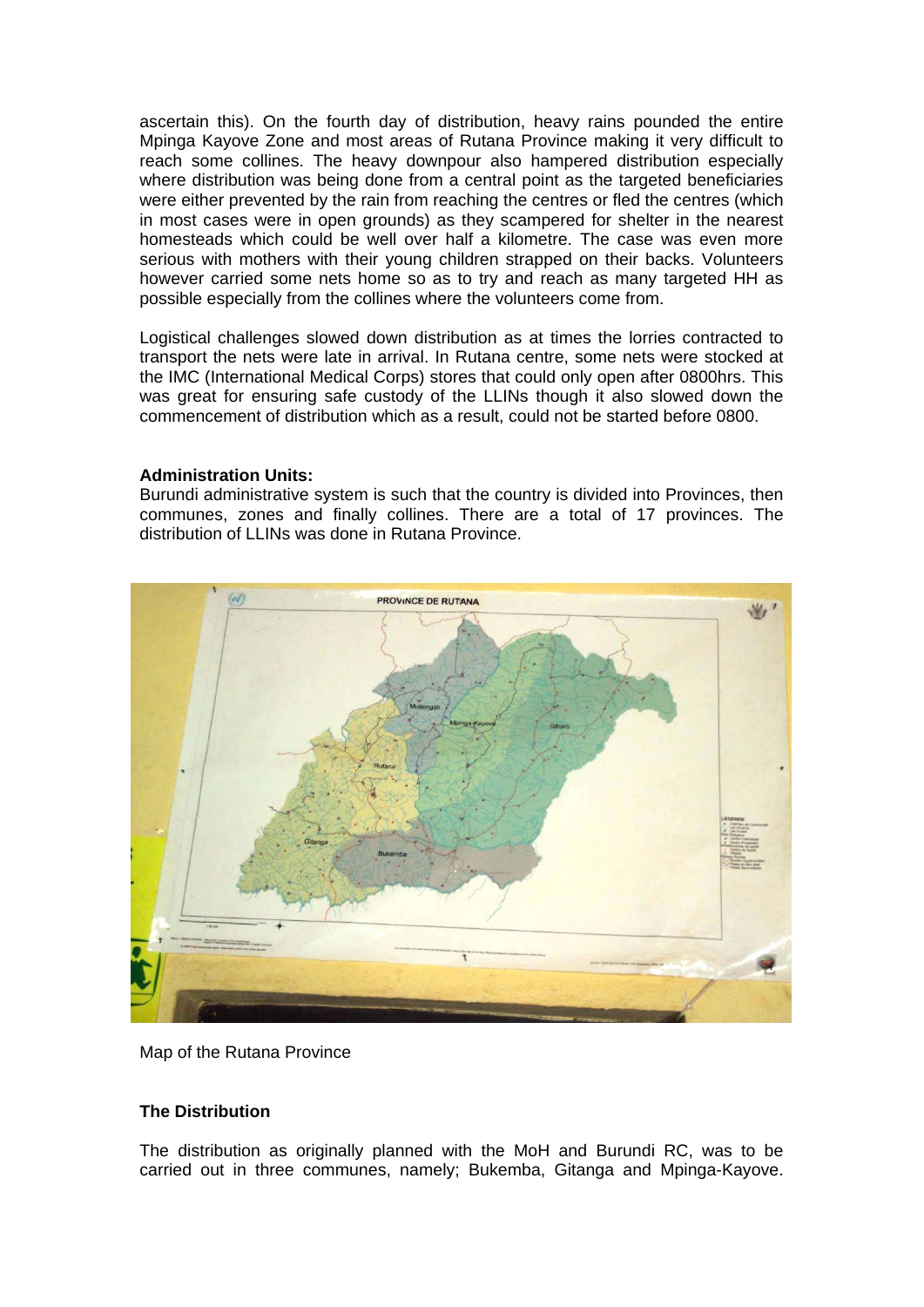ascertain this). On the fourth day of distribution, heavy rains pounded the entire Mpinga Kayove Zone and most areas of Rutana Province making it very difficult to reach some collines. The heavy downpour also hampered distribution especially where distribution was being done from a central point as the targeted beneficiaries were either prevented by the rain from reaching the centres or fled the centres (which in most cases were in open grounds) as they scampered for shelter in the nearest homesteads which could be well over half a kilometre. The case was even more serious with mothers with their young children strapped on their backs. Volunteers however carried some nets home so as to try and reach as many targeted HH as possible especially from the collines where the volunteers come from.

Logistical challenges slowed down distribution as at times the lorries contracted to transport the nets were late in arrival. In Rutana centre, some nets were stocked at the IMC (International Medical Corps) stores that could only open after 0800hrs. This was great for ensuring safe custody of the LLINs though it also slowed down the commencement of distribution which as a result, could not be started before 0800.

**Administration Units:**

Burundi administrative system is such that the country is divided into Provinces, then communes, zones and finally collines. There are a total of 17 provinces. The distribution of LLINs was done in Rutana Province.

Map of the Rutana Province

**The Distribution**

The distribution as originally planned with the MoH and Burundi RC, was to be carried out in three communes, namely; Bukemba, Gitanga and Mpinga-Kayove.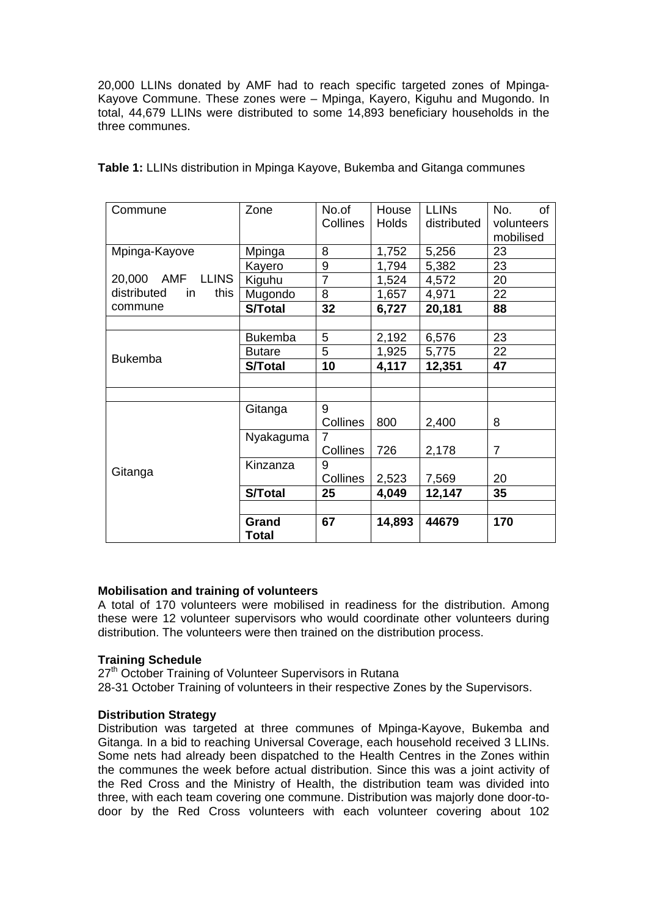20,000 LLINs donated by AMF had to reach specific targeted zones of Mpinga-Kayove Commune. These zones were – Mpinga, Kayero, Kiguhu and Mugondo. In total, 44,679 LLINs were distributed to some 14,893 beneficiary households in the three communes.

**Table 1:** LLINs distribution in Mpinga Kayove, Bukemba and Gitanga communes

| Commune | Zone | No.of Collines | House Holds | LLINs distributed | No. of volunteers mobilised |
|---|---|---|---|---|---|
| Mpinga-Kayove | Mpinga | 8 | 1,752 | 5,256 | 23 |
| | Kayero | 9 | 1,794 | 5,382 | 23 |
| 20,000 AMF LLINS distributed in this commune | Kiguhu | 7 | 1,524 | 4,572 | 20 |
| | Mugondo | 8 | 1,657 | 4,971 | 22 |
| | **S/Total** | **32** | **6,727** | **20,181** | **88** |
| | | | | | |
| Bukemba | Bukemba | 5 | 2,192 | 6,576 | 23 |
| | Butare | 5 | 1,925 | 5,775 | 22 |
| | **S/Total** | **10** | **4,117** | **12,351** | **47** |
| | | | | | |
| | | | | | |
| Gitanga | Gitanga | 9 Collines | 800 | 2,400 | 8 |
| | Nyakaguma | 7 Collines | 726 | 2,178 | 7 |
| | Kinzanza | 9 Collines | 2,523 | 7,569 | 20 |
| | **S/Total** | **25** | **4,049** | **12,147** | **35** |
| | | | | | |
| | **Grand Total** | **67** | **14,893** | **44679** | **170** |

**Mobilisation and training of volunteers**

A total of 170 volunteers were mobilised in readiness for the distribution. Among these were 12 volunteer supervisors who would coordinate other volunteers during distribution. The volunteers were then trained on the distribution process.

**Training Schedule**

27th October Training of Volunteer Supervisors in Rutana

28-31 October Training of volunteers in their respective Zones by the Supervisors.

**Distribution Strategy**

Distribution was targeted at three communes of Mpinga-Kayove, Bukemba and Gitanga. In a bid to reaching Universal Coverage, each household received 3 LLINs. Some nets had already been dispatched to the Health Centres in the Zones within the communes the week before actual distribution. Since this was a joint activity of the Red Cross and the Ministry of Health, the distribution team was divided into three, with each team covering one commune. Distribution was majorly done door-to-door by the Red Cross volunteers with each volunteer covering about 102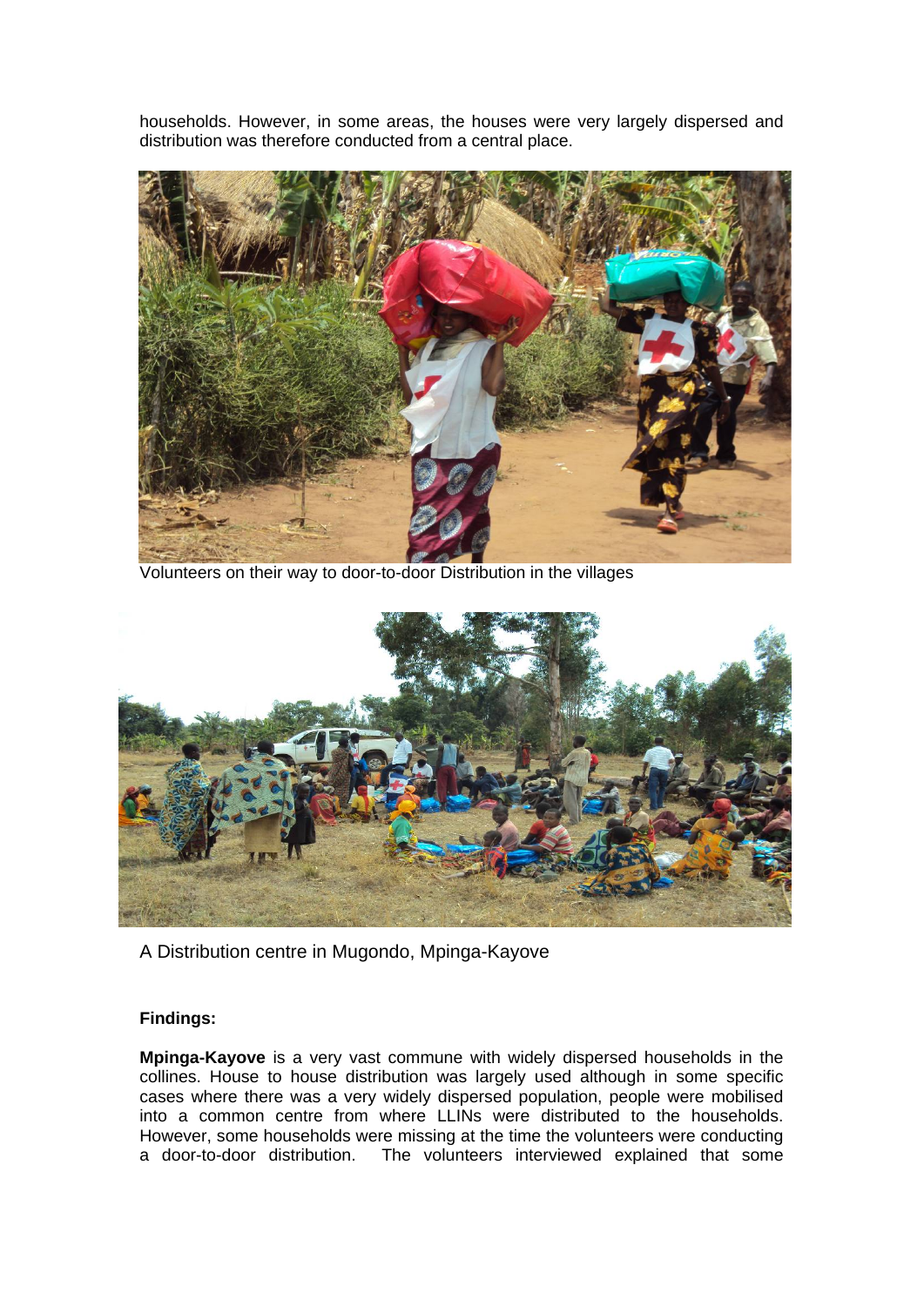households. However, in some areas, the houses were very largely dispersed and distribution was therefore conducted from a central place.

Volunteers on their way to door-to-door Distribution in the villages

A Distribution centre in Mugondo, Mpinga-Kayove

**Findings:**

**Mpinga-Kayove** is a very vast commune with widely dispersed households in the collines. House to house distribution was largely used although in some specific cases where there was a very widely dispersed population, people were mobilised into a common centre from where LLINs were distributed to the households. However, some households were missing at the time the volunteers were conducting a door-to-door distribution. The volunteers interviewed explained that some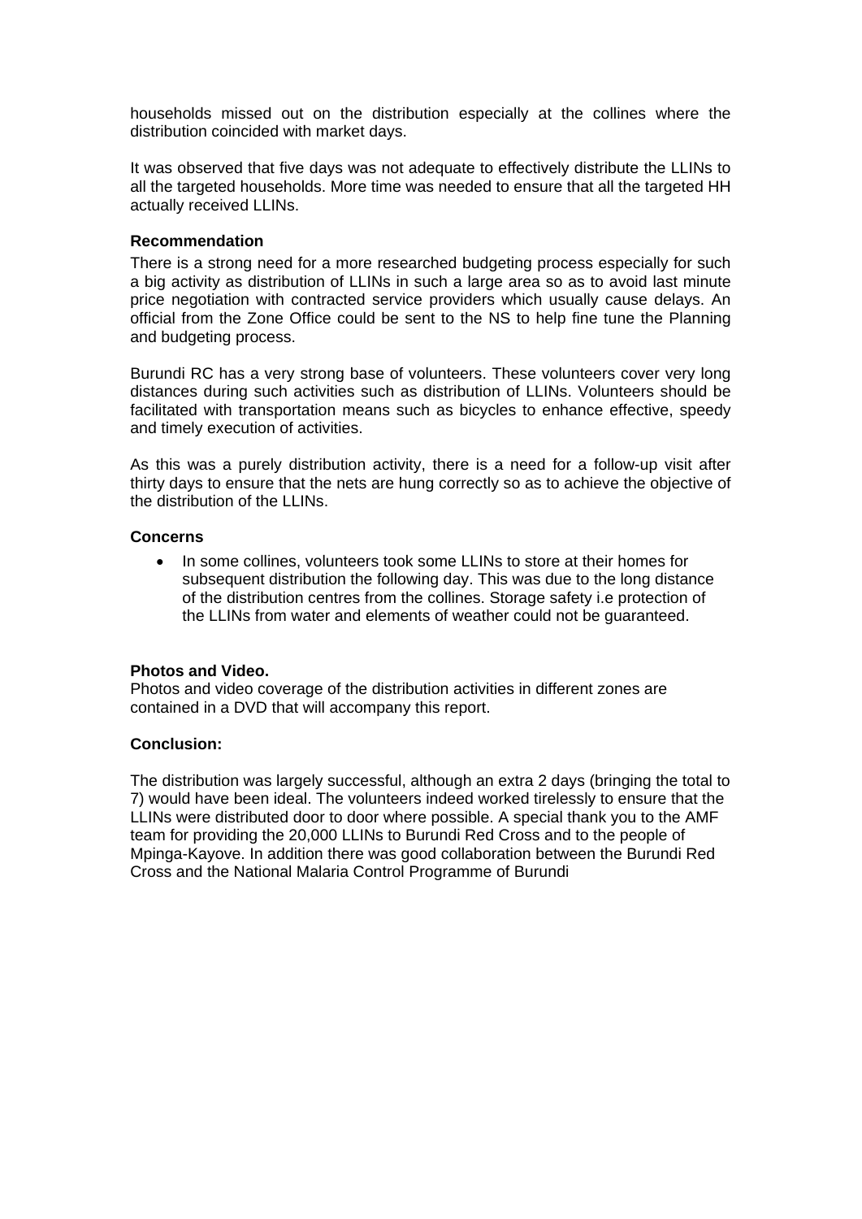households missed out on the distribution especially at the collines where the distribution coincided with market days.

It was observed that five days was not adequate to effectively distribute the LLINs to all the targeted households. More time was needed to ensure that all the targeted HH actually received LLINs.

**Recommendation**

There is a strong need for a more researched budgeting process especially for such a big activity as distribution of LLINs in such a large area so as to avoid last minute price negotiation with contracted service providers which usually cause delays. An official from the Zone Office could be sent to the NS to help fine tune the Planning and budgeting process.

Burundi RC has a very strong base of volunteers. These volunteers cover very long distances during such activities such as distribution of LLINs. Volunteers should be facilitated with transportation means such as bicycles to enhance effective, speedy and timely execution of activities.

As this was a purely distribution activity, there is a need for a follow-up visit after thirty days to ensure that the nets are hung correctly so as to achieve the objective of the distribution of the LLINs.

**Concerns**

- In some collines, volunteers took some LLINs to store at their homes for subsequent distribution the following day. This was due to the long distance of the distribution centres from the collines. Storage safety i.e protection of the LLINs from water and elements of weather could not be guaranteed.

**Photos and Video.**

Photos and video coverage of the distribution activities in different zones are contained in a DVD that will accompany this report.

**Conclusion:**

The distribution was largely successful, although an extra 2 days (bringing the total to 7) would have been ideal. The volunteers indeed worked tirelessly to ensure that the LLINs were distributed door to door where possible. A special thank you to the AMF team for providing the 20,000 LLINs to Burundi Red Cross and to the people of Mpinga-Kayove. In addition there was good collaboration between the Burundi Red Cross and the National Malaria Control Programme of Burundi